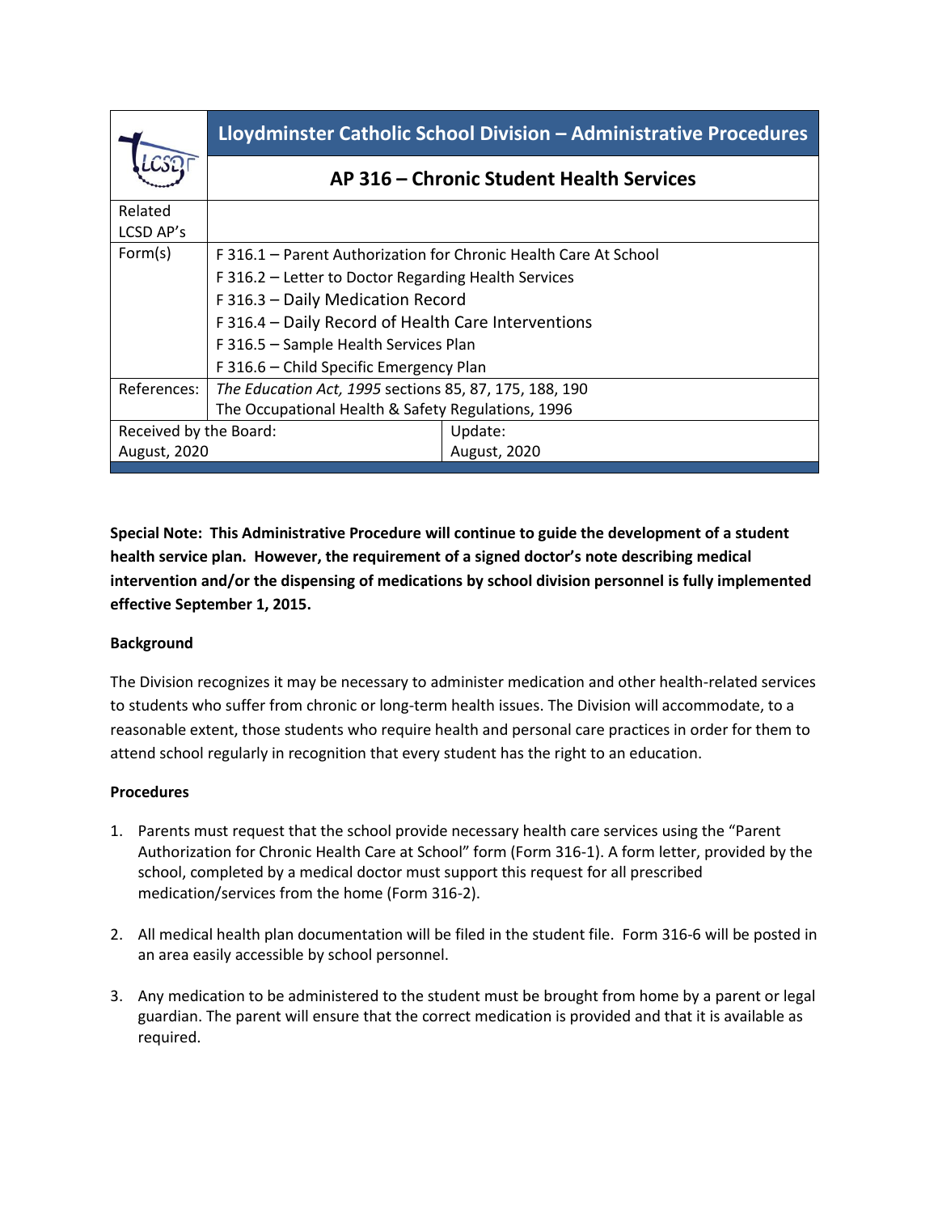| | Lloydminster Catholic School Division – Administrative Procedures | |
|---|---|---|
| | **AP 316 – Chronic Student Health Services** | |
| Related LCSD AP's | | |
| Form(s) | F 316.1 – Parent Authorization for Chronic Health Care At School<br>F 316.2 – Letter to Doctor Regarding Health Services<br>F 316.3 – Daily Medication Record<br>F 316.4 – Daily Record of Health Care Interventions<br>F 316.5 – Sample Health Services Plan<br>F 316.6 – Child Specific Emergency Plan | |
| References: | *The Education Act, 1995* sections 85, 87, 175, 188, 190<br>The Occupational Health & Safety Regulations, 1996 | |
| Received by the Board: August, 2020 | | Update: August, 2020 |

**Special Note: This Administrative Procedure will continue to guide the development of a student health service plan. However, the requirement of a signed doctor's note describing medical intervention and/or the dispensing of medications by school division personnel is fully implemented effective September 1, 2015.**

**Background**

The Division recognizes it may be necessary to administer medication and other health-related services to students who suffer from chronic or long-term health issues. The Division will accommodate, to a reasonable extent, those students who require health and personal care practices in order for them to attend school regularly in recognition that every student has the right to an education.

**Procedures**

1. Parents must request that the school provide necessary health care services using the "Parent Authorization for Chronic Health Care at School" form (Form 316-1). A form letter, provided by the school, completed by a medical doctor must support this request for all prescribed medication/services from the home (Form 316-2).

2. All medical health plan documentation will be filed in the student file. Form 316-6 will be posted in an area easily accessible by school personnel.

3. Any medication to be administered to the student must be brought from home by a parent or legal guardian. The parent will ensure that the correct medication is provided and that it is available as required.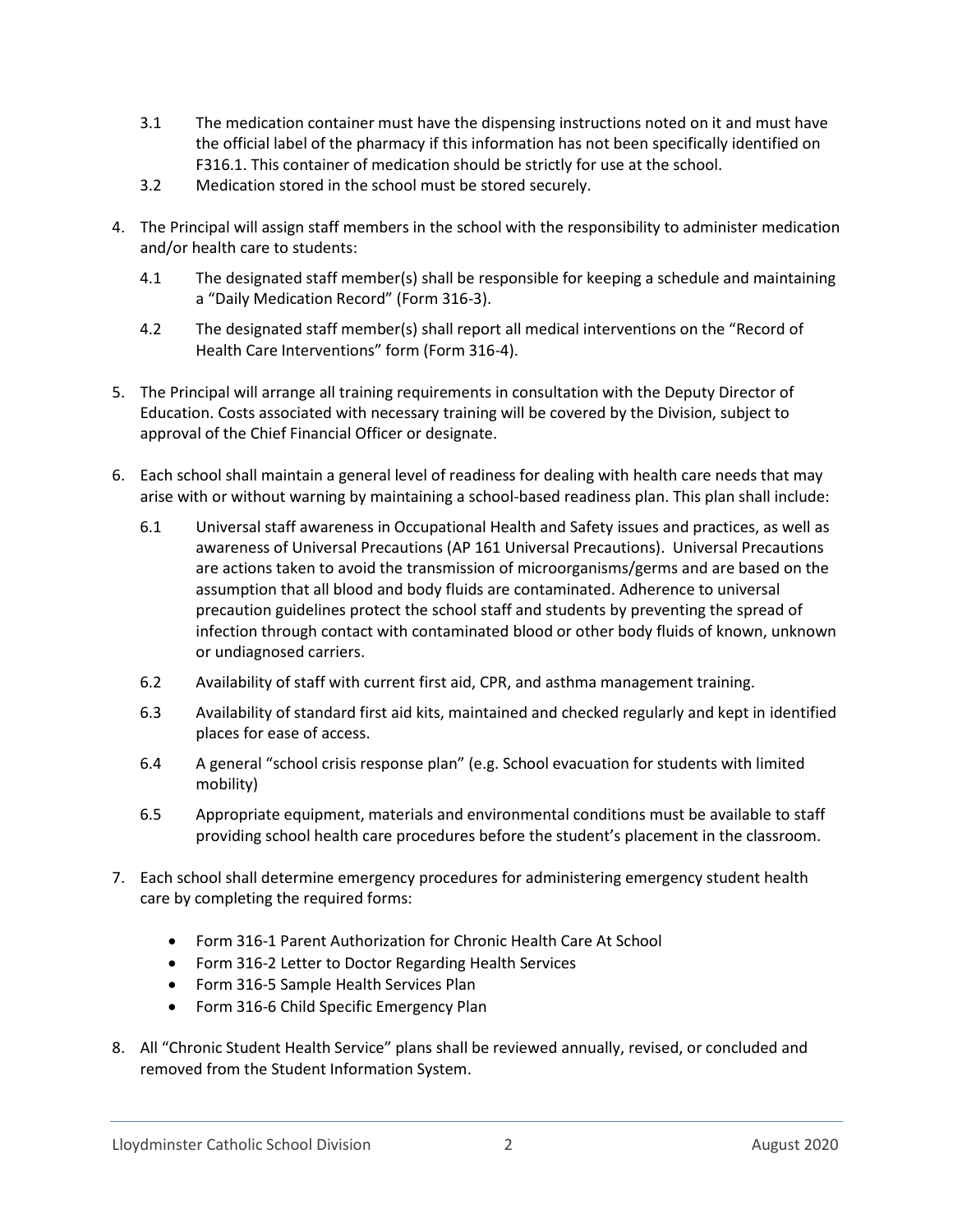3.1 The medication container must have the dispensing instructions noted on it and must have the official label of the pharmacy if this information has not been specifically identified on F316.1. This container of medication should be strictly for use at the school.

3.2 Medication stored in the school must be stored securely.

4. The Principal will assign staff members in the school with the responsibility to administer medication and/or health care to students:

   4.1 The designated staff member(s) shall be responsible for keeping a schedule and maintaining a "Daily Medication Record" (Form 316-3).

   4.2 The designated staff member(s) shall report all medical interventions on the "Record of Health Care Interventions" form (Form 316-4).

5. The Principal will arrange all training requirements in consultation with the Deputy Director of Education. Costs associated with necessary training will be covered by the Division, subject to approval of the Chief Financial Officer or designate.

6. Each school shall maintain a general level of readiness for dealing with health care needs that may arise with or without warning by maintaining a school-based readiness plan. This plan shall include:

   6.1 Universal staff awareness in Occupational Health and Safety issues and practices, as well as awareness of Universal Precautions (AP 161 Universal Precautions). Universal Precautions are actions taken to avoid the transmission of microorganisms/germs and are based on the assumption that all blood and body fluids are contaminated. Adherence to universal precaution guidelines protect the school staff and students by preventing the spread of infection through contact with contaminated blood or other body fluids of known, unknown or undiagnosed carriers.

   6.2 Availability of staff with current first aid, CPR, and asthma management training.

   6.3 Availability of standard first aid kits, maintained and checked regularly and kept in identified places for ease of access.

   6.4 A general "school crisis response plan" (e.g. School evacuation for students with limited mobility)

   6.5 Appropriate equipment, materials and environmental conditions must be available to staff providing school health care procedures before the student's placement in the classroom.

7. Each school shall determine emergency procedures for administering emergency student health care by completing the required forms:

   - Form 316-1 Parent Authorization for Chronic Health Care At School
   - Form 316-2 Letter to Doctor Regarding Health Services
   - Form 316-5 Sample Health Services Plan
   - Form 316-6 Child Specific Emergency Plan

8. All "Chronic Student Health Service" plans shall be reviewed annually, revised, or concluded and removed from the Student Information System.